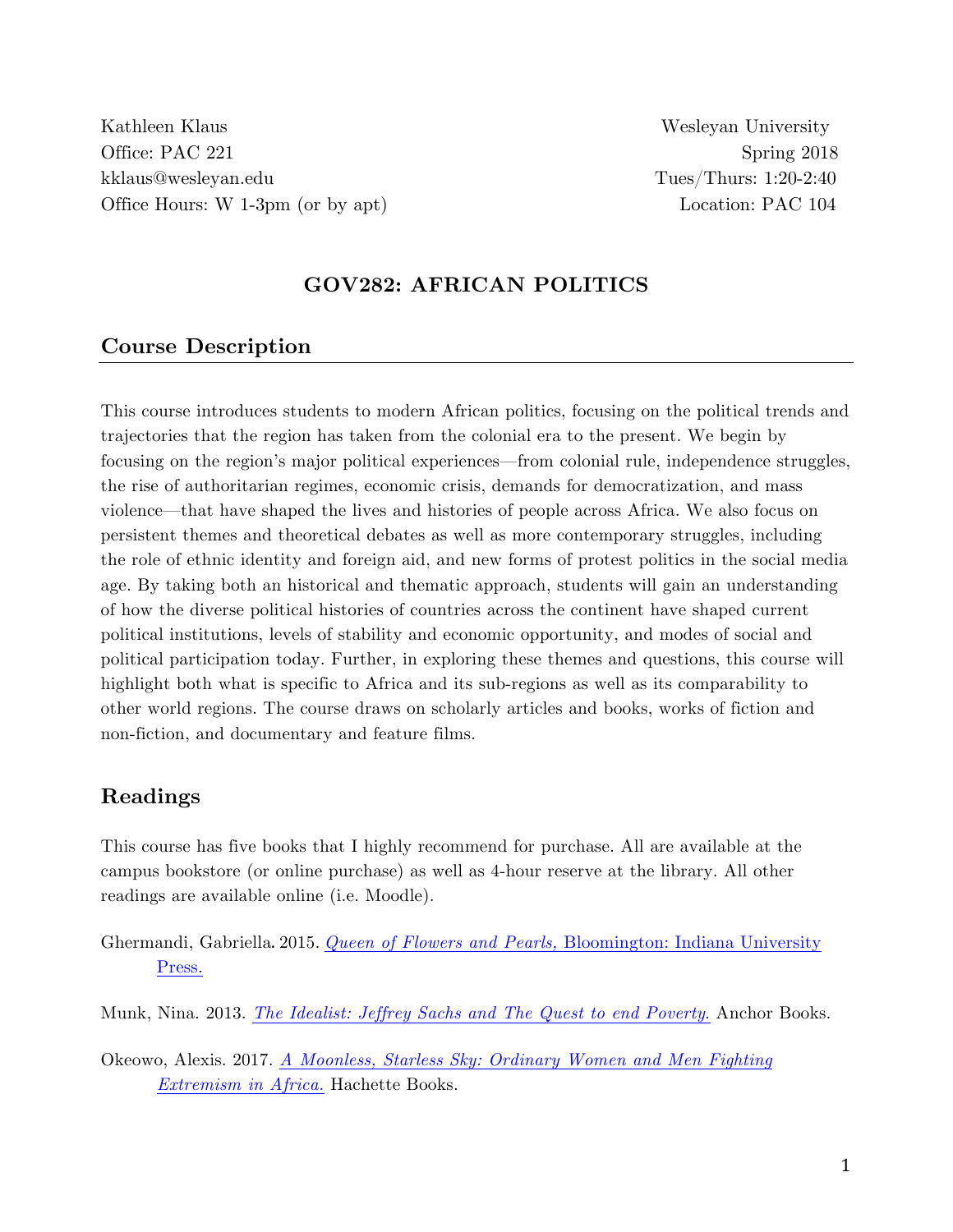Kathleen Klaus
Office: PAC 221
kklaus@wesleyan.edu
Office Hours: W 1-3pm (or by apt)

Wesleyan University
Spring 2018
Tues/Thurs: 1:20-2:40
Location: PAC 104

# GOV282: AFRICAN POLITICS

## Course Description

This course introduces students to modern African politics, focusing on the political trends and trajectories that the region has taken from the colonial era to the present. We begin by focusing on the region's major political experiences—from colonial rule, independence struggles, the rise of authoritarian regimes, economic crisis, demands for democratization, and mass violence—that have shaped the lives and histories of people across Africa. We also focus on persistent themes and theoretical debates as well as more contemporary struggles, including the role of ethnic identity and foreign aid, and new forms of protest politics in the social media age. By taking both an historical and thematic approach, students will gain an understanding of how the diverse political histories of countries across the continent have shaped current political institutions, levels of stability and economic opportunity, and modes of social and political participation today. Further, in exploring these themes and questions, this course will highlight both what is specific to Africa and its sub-regions as well as its comparability to other world regions. The course draws on scholarly articles and books, works of fiction and non-fiction, and documentary and feature films.

## Readings

This course has five books that I highly recommend for purchase. All are available at the campus bookstore (or online purchase) as well as 4-hour reserve at the library. All other readings are available online (i.e. Moodle).

Ghermandi, Gabriella. 2015. *Queen of Flowers and Pearls*, Bloomington: Indiana University Press.

Munk, Nina. 2013. *The Idealist: Jeffrey Sachs and The Quest to end Poverty.* Anchor Books.

Okeowo, Alexis. 2017. *A Moonless, Starless Sky: Ordinary Women and Men Fighting Extremism in Africa.* Hachette Books.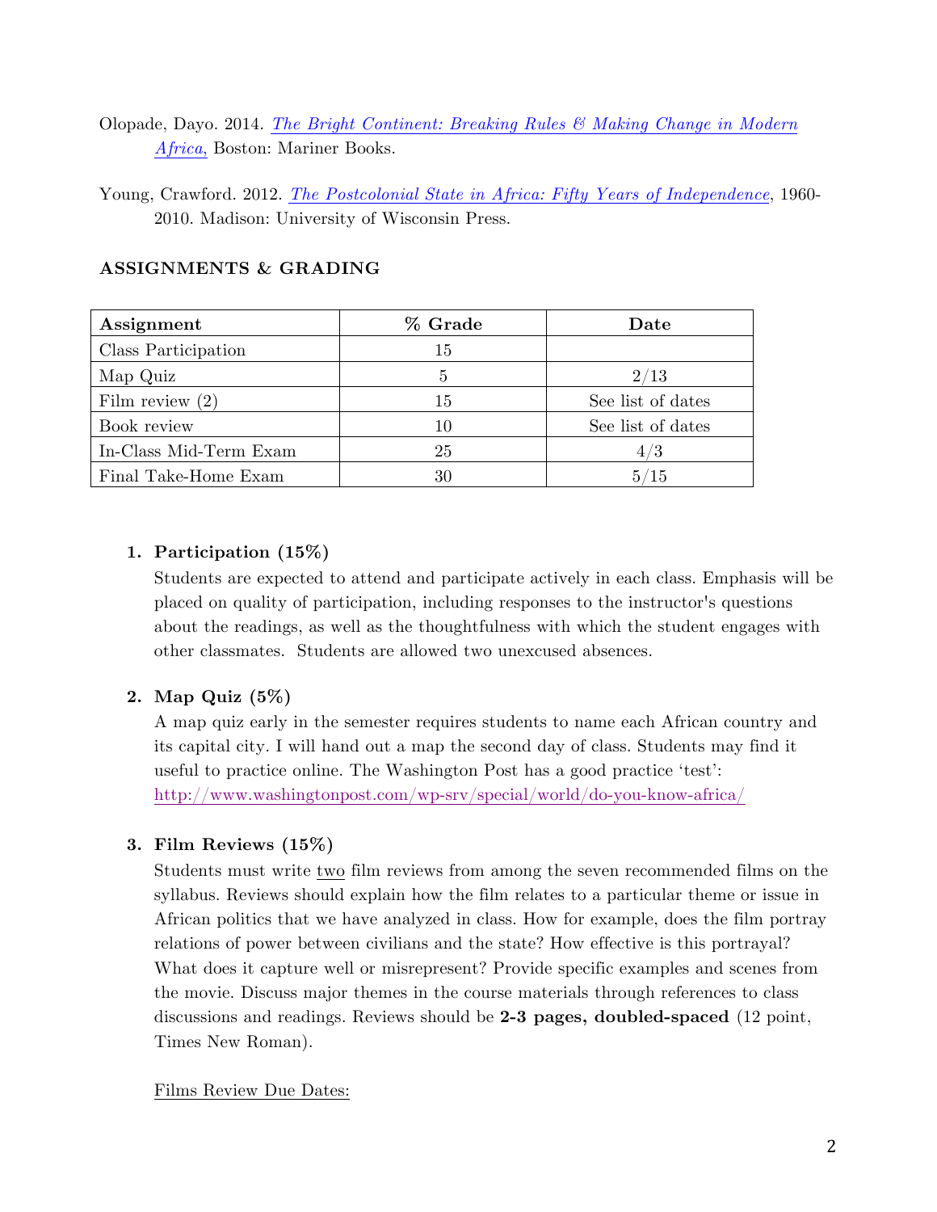Olopade, Dayo. 2014. *The Bright Continent: Breaking Rules & Making Change in Modern Africa,* Boston: Mariner Books.

Young, Crawford. 2012. *The Postcolonial State in Africa: Fifty Years of Independence*, 1960-2010. Madison: University of Wisconsin Press.

**ASSIGNMENTS & GRADING**

| Assignment | % Grade | Date |
|---|---|---|
| Class Participation | 15 | |
| Map Quiz | 5 | 2/13 |
| Film review (2) | 15 | See list of dates |
| Book review | 10 | See list of dates |
| In-Class Mid-Term Exam | 25 | 4/3 |
| Final Take-Home Exam | 30 | 5/15 |

1. **Participation (15%)**
   Students are expected to attend and participate actively in each class. Emphasis will be placed on quality of participation, including responses to the instructor's questions about the readings, as well as the thoughtfulness with which the student engages with other classmates. Students are allowed two unexcused absences.

2. **Map Quiz (5%)**
   A map quiz early in the semester requires students to name each African country and its capital city. I will hand out a map the second day of class. Students may find it useful to practice online. The Washington Post has a good practice 'test': http://www.washingtonpost.com/wp-srv/special/world/do-you-know-africa/

3. **Film Reviews (15%)**
   Students must write two film reviews from among the seven recommended films on the syllabus. Reviews should explain how the film relates to a particular theme or issue in African politics that we have analyzed in class. How for example, does the film portray relations of power between civilians and the state? How effective is this portrayal? What does it capture well or misrepresent? Provide specific examples and scenes from the movie. Discuss major themes in the course materials through references to class discussions and readings. Reviews should be **2-3 pages, doubled-spaced** (12 point, Times New Roman).

   Films Review Due Dates: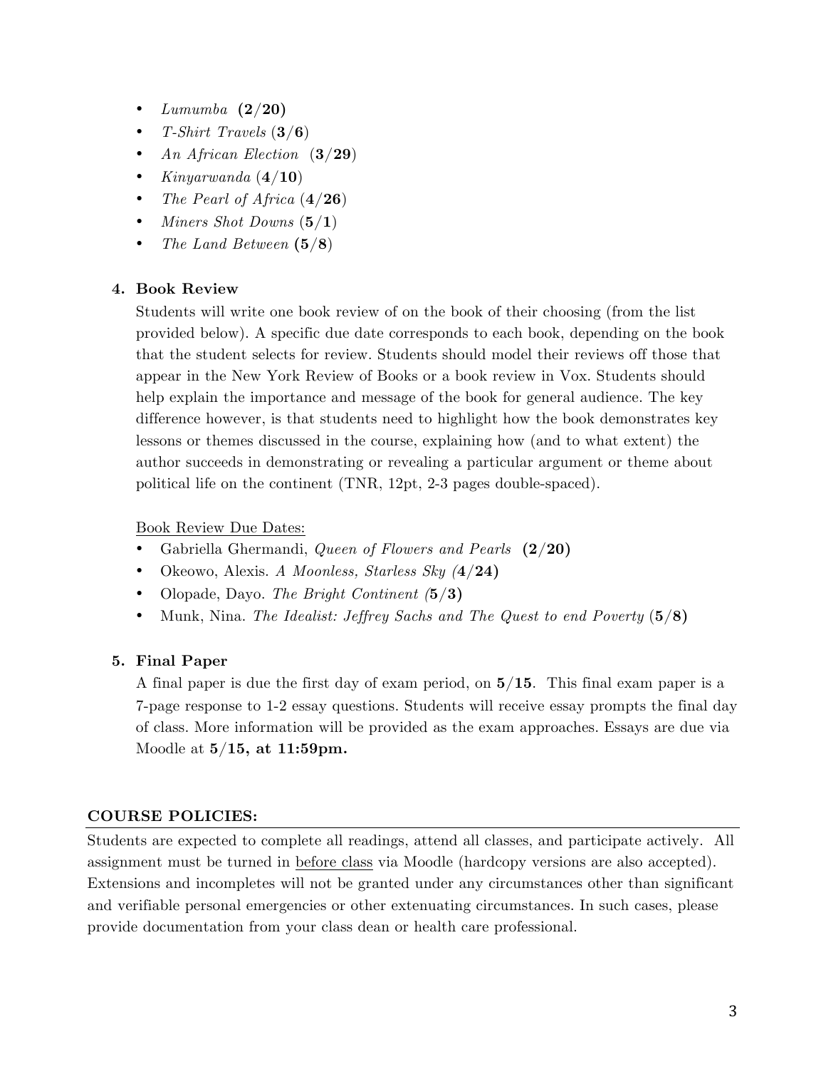- *Lumumba* **(2/20)**
- *T-Shirt Travels* (**3/6**)
- *An African Election* (**3/29**)
- *Kinyarwanda* (**4/10**)
- *The Pearl of Africa* (**4/26**)
- *Miners Shot Downs* (**5/1**)
- *The Land Between* **(5/8**)

4. **Book Review**

   Students will write one book review of on the book of their choosing (from the list provided below). A specific due date corresponds to each book, depending on the book that the student selects for review. Students should model their reviews off those that appear in the New York Review of Books or a book review in Vox. Students should help explain the importance and message of the book for general audience. The key difference however, is that students need to highlight how the book demonstrates key lessons or themes discussed in the course, explaining how (and to what extent) the author succeeds in demonstrating or revealing a particular argument or theme about political life on the continent (TNR, 12pt, 2-3 pages double-spaced).

   <u>Book Review Due Dates:</u>

   - Gabriella Ghermandi, *Queen of Flowers and Pearls* **(2/20)**
   - Okeowo, Alexis. *A Moonless, Starless Sky (***4/24)**
   - Olopade, Dayo. *The Bright Continent (***5/3)**
   - Munk, Nina. *The Idealist: Jeffrey Sachs and The Quest to end Poverty* (**5/8)**

5. **Final Paper**

   A final paper is due the first day of exam period, on **5/15**. This final exam paper is a 7-page response to 1-2 essay questions. Students will receive essay prompts the final day of class. More information will be provided as the exam approaches. Essays are due via Moodle at **5/15, at 11:59pm.**

## COURSE POLICIES:

Students are expected to complete all readings, attend all classes, and participate actively. All assignment must be turned in <u>before class</u> via Moodle (hardcopy versions are also accepted). Extensions and incompletes will not be granted under any circumstances other than significant and verifiable personal emergencies or other extenuating circumstances. In such cases, please provide documentation from your class dean or health care professional.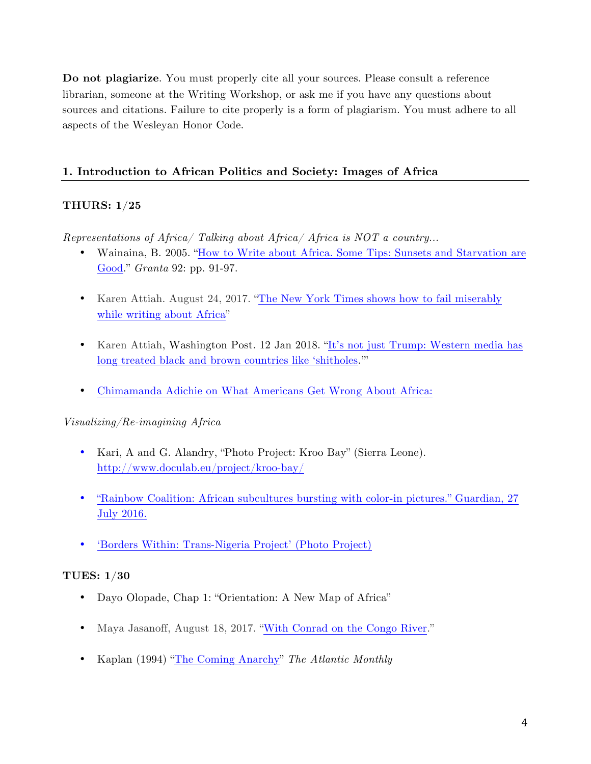**Do not plagiarize**. You must properly cite all your sources. Please consult a reference librarian, someone at the Writing Workshop, or ask me if you have any questions about sources and citations. Failure to cite properly is a form of plagiarism. You must adhere to all aspects of the Wesleyan Honor Code.

## 1. Introduction to African Politics and Society: Images of Africa

### THURS: 1/25

*Representations of Africa/ Talking about Africa/ Africa is NOT a country...*

- Wainaina, B. 2005. "How to Write about Africa. Some Tips: Sunsets and Starvation are Good." *Granta* 92: pp. 91-97.
- Karen Attiah. August 24, 2017. "The New York Times shows how to fail miserably while writing about Africa"
- Karen Attiah, Washington Post. 12 Jan 2018. "It's not just Trump: Western media has long treated black and brown countries like 'shitholes.'"
- Chimamanda Adichie on What Americans Get Wrong About Africa:

*Visualizing/Re-imagining Africa*

- Kari, A and G. Alandry, "Photo Project: Kroo Bay" (Sierra Leone). http://www.doculab.eu/project/kroo-bay/
- "Rainbow Coalition: African subcultures bursting with color-in pictures." Guardian, 27 July 2016.
- 'Borders Within: Trans-Nigeria Project' (Photo Project)

### TUES: 1/30

- Dayo Olopade, Chap 1: "Orientation: A New Map of Africa"
- Maya Jasanoff, August 18, 2017. "With Conrad on the Congo River."
- Kaplan (1994) "The Coming Anarchy" *The Atlantic Monthly*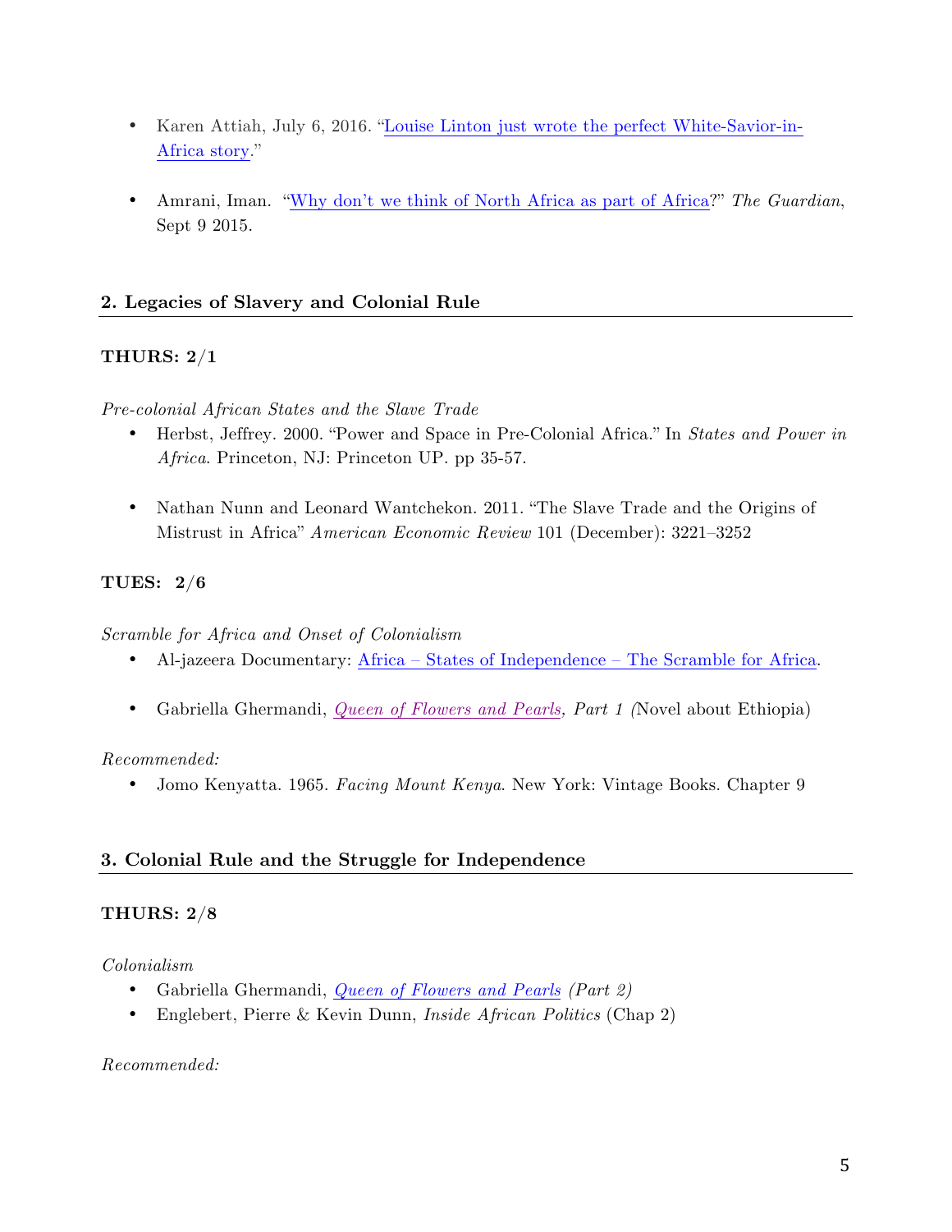- Karen Attiah, July 6, 2016. "Louise Linton just wrote the perfect White-Savior-in-Africa story."

- Amrani, Iman. "Why don't we think of North Africa as part of Africa?" *The Guardian*, Sept 9 2015.

## 2. Legacies of Slavery and Colonial Rule

### THURS: 2/1

*Pre-colonial African States and the Slave Trade*

- Herbst, Jeffrey. 2000. "Power and Space in Pre-Colonial Africa." In *States and Power in Africa*. Princeton, NJ: Princeton UP. pp 35-57.

- Nathan Nunn and Leonard Wantchekon. 2011. "The Slave Trade and the Origins of Mistrust in Africa" *American Economic Review* 101 (December): 3221–3252

### TUES: 2/6

*Scramble for Africa and Onset of Colonialism*

- Al-jazeera Documentary: Africa – States of Independence – The Scramble for Africa.

- Gabriella Ghermandi, *Queen of Flowers and Pearls, Part 1 (*Novel about Ethiopia)

*Recommended:*

- Jomo Kenyatta. 1965. *Facing Mount Kenya*. New York: Vintage Books. Chapter 9

## 3. Colonial Rule and the Struggle for Independence

### THURS: 2/8

*Colonialism*

- Gabriella Ghermandi, *Queen of Flowers and Pearls (Part 2)*
- Englebert, Pierre & Kevin Dunn, *Inside African Politics* (Chap 2)

*Recommended:*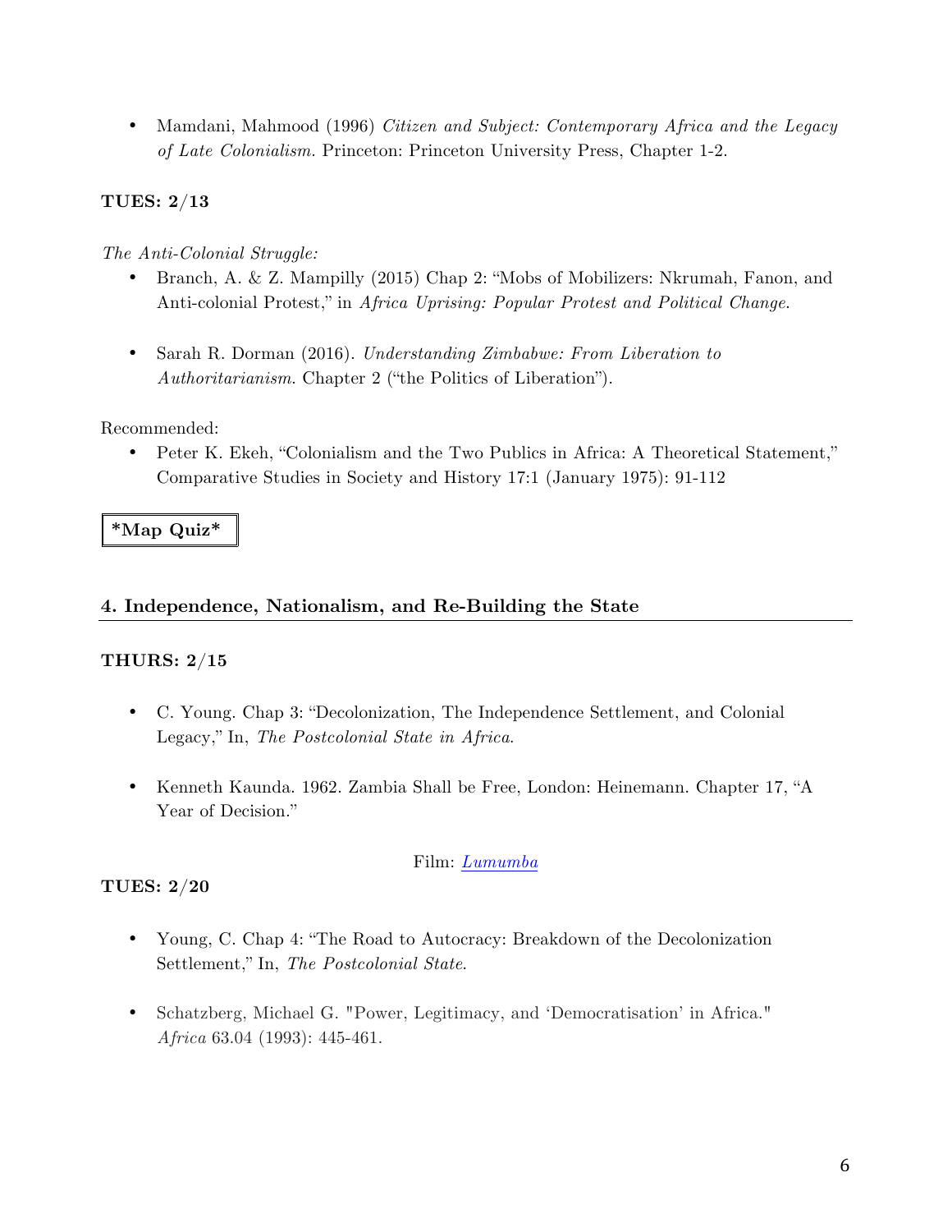- Mamdani, Mahmood (1996) *Citizen and Subject: Contemporary Africa and the Legacy of Late Colonialism.* Princeton: Princeton University Press, Chapter 1-2.

**TUES: 2/13**

*The Anti-Colonial Struggle:*

- Branch, A. & Z. Mampilly (2015) Chap 2: "Mobs of Mobilizers: Nkrumah, Fanon, and Anti-colonial Protest," in *Africa Uprising: Popular Protest and Political Change*.

- Sarah R. Dorman (2016). *Understanding Zimbabwe: From Liberation to Authoritarianism*. Chapter 2 ("the Politics of Liberation").

Recommended:

- Peter K. Ekeh, "Colonialism and the Two Publics in Africa: A Theoretical Statement," Comparative Studies in Society and History 17:1 (January 1975): 91-112

**\*Map Quiz\***

## 4. Independence, Nationalism, and Re-Building the State

**THURS: 2/15**

- C. Young. Chap 3: "Decolonization, The Independence Settlement, and Colonial Legacy," In, *The Postcolonial State in Africa*.

- Kenneth Kaunda. 1962. Zambia Shall be Free, London: Heinemann. Chapter 17, "A Year of Decision."

Film: *Lumumba*

**TUES: 2/20**

- Young, C. Chap 4: "The Road to Autocracy: Breakdown of the Decolonization Settlement," In, *The Postcolonial State*.

- Schatzberg, Michael G. "Power, Legitimacy, and 'Democratisation' in Africa." *Africa* 63.04 (1993): 445-461.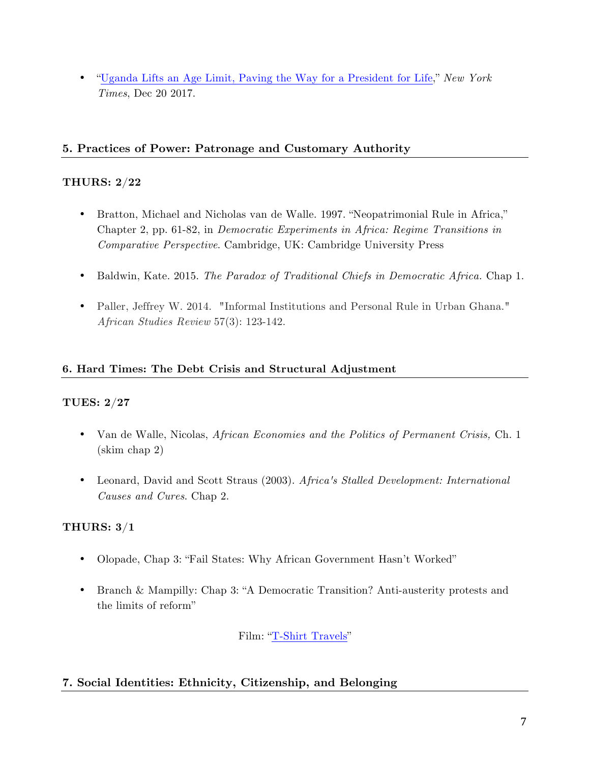- "Uganda Lifts an Age Limit, Paving the Way for a President for Life," *New York Times*, Dec 20 2017.

## 5. Practices of Power: Patronage and Customary Authority

**THURS: 2/22**

- Bratton, Michael and Nicholas van de Walle. 1997. "Neopatrimonial Rule in Africa," Chapter 2, pp. 61-82, in *Democratic Experiments in Africa: Regime Transitions in Comparative Perspective*. Cambridge, UK: Cambridge University Press
- Baldwin, Kate. 2015. *The Paradox of Traditional Chiefs in Democratic Africa*. Chap 1.
- Paller, Jeffrey W. 2014. "Informal Institutions and Personal Rule in Urban Ghana." *African Studies Review* 57(3): 123-142.

## 6. Hard Times: The Debt Crisis and Structural Adjustment

**TUES: 2/27**

- Van de Walle, Nicolas, *African Economies and the Politics of Permanent Crisis,* Ch. 1 (skim chap 2)
- Leonard, David and Scott Straus (2003). *Africa's Stalled Development: International Causes and Cures*. Chap 2.

**THURS: 3/1**

- Olopade, Chap 3: "Fail States: Why African Government Hasn't Worked"
- Branch & Mampilly: Chap 3: "A Democratic Transition? Anti-austerity protests and the limits of reform"

Film: "T-Shirt Travels"

## 7. Social Identities: Ethnicity, Citizenship, and Belonging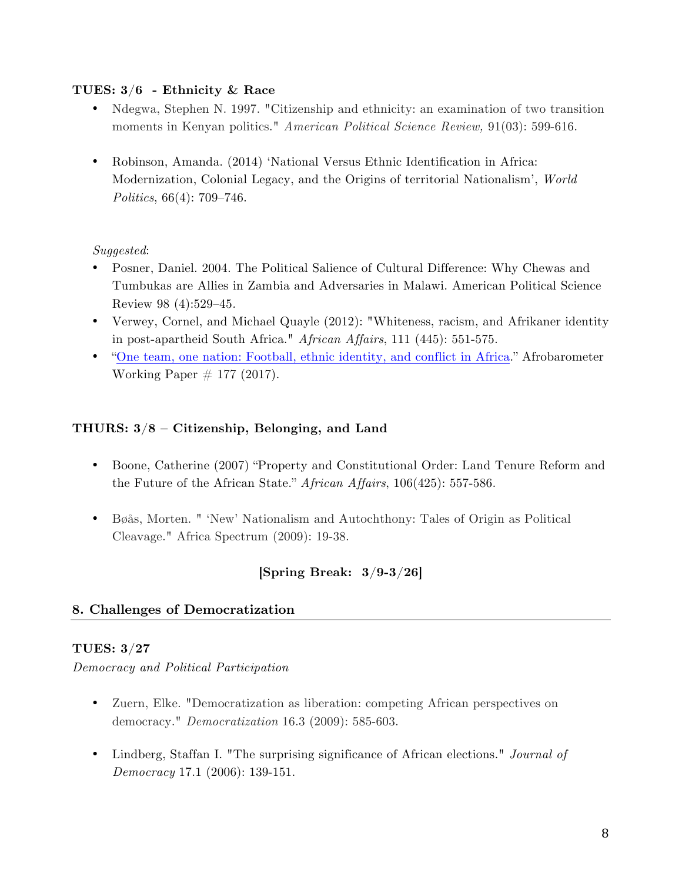**TUES: 3/6 - Ethnicity & Race**

- Ndegwa, Stephen N. 1997. "Citizenship and ethnicity: an examination of two transition moments in Kenyan politics." *American Political Science Review,* 91(03): 599-616.

- Robinson, Amanda. (2014) 'National Versus Ethnic Identification in Africa: Modernization, Colonial Legacy, and the Origins of territorial Nationalism', *World Politics*, 66(4): 709–746.

*Suggested*:

- Posner, Daniel. 2004. The Political Salience of Cultural Difference: Why Chewas and Tumbukas are Allies in Zambia and Adversaries in Malawi. American Political Science Review 98 (4):529–45.
- Verwey, Cornel, and Michael Quayle (2012): "Whiteness, racism, and Afrikaner identity in post-apartheid South Africa." *African Affairs*, 111 (445): 551-575.
- "One team, one nation: Football, ethnic identity, and conflict in Africa." Afrobarometer Working Paper # 177 (2017).

**THURS: 3/8 – Citizenship, Belonging, and Land**

- Boone, Catherine (2007) "Property and Constitutional Order: Land Tenure Reform and the Future of the African State." *African Affairs*, 106(425): 557-586.

- Bøås, Morten. " 'New' Nationalism and Autochthony: Tales of Origin as Political Cleavage." Africa Spectrum (2009): 19-38.

**[Spring Break: 3/9-3/26]**

## 8. Challenges of Democratization

**TUES: 3/27**

*Democracy and Political Participation*

- Zuern, Elke. "Democratization as liberation: competing African perspectives on democracy." *Democratization* 16.3 (2009): 585-603.

- Lindberg, Staffan I. "The surprising significance of African elections." *Journal of Democracy* 17.1 (2006): 139-151.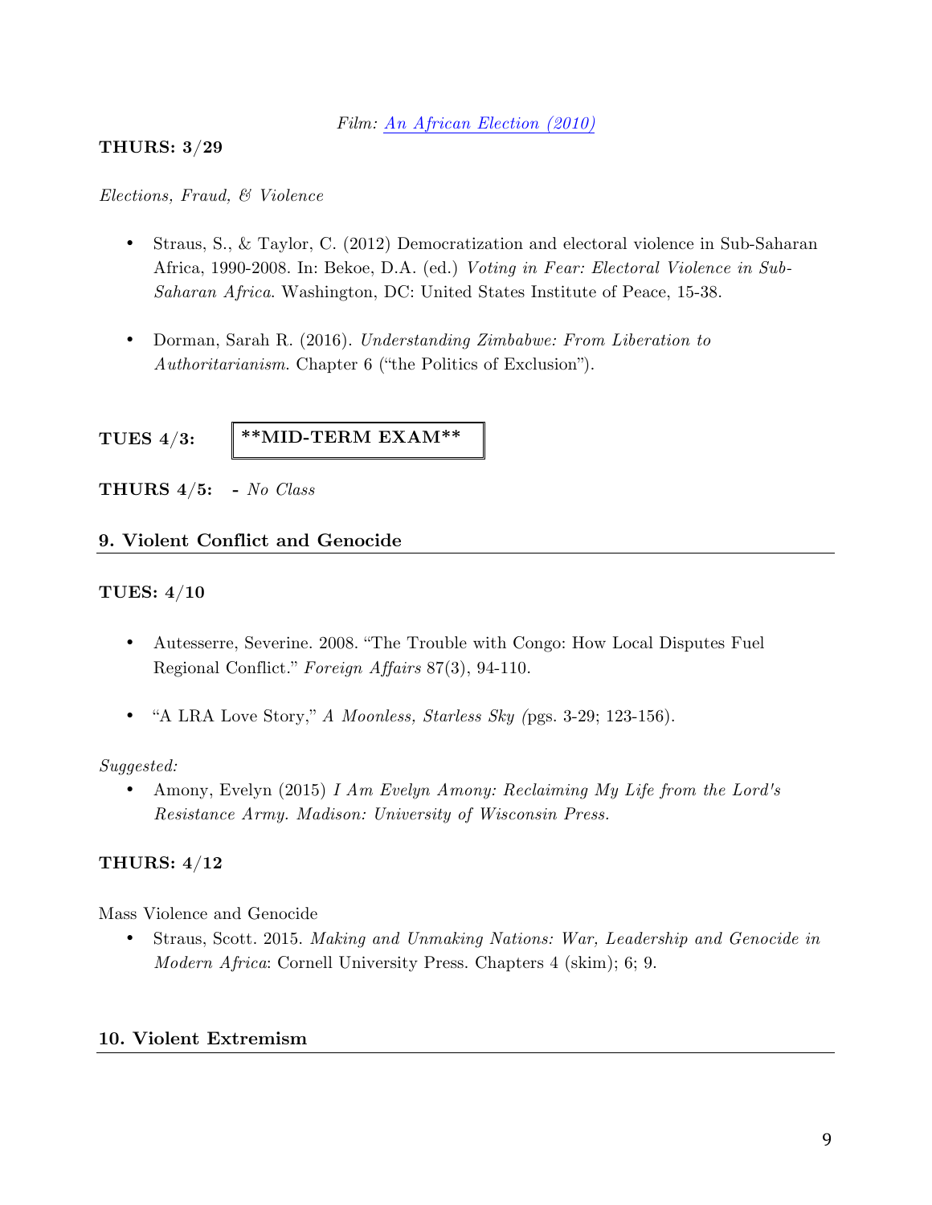*Film: [An African Election (2010)]()*

**THURS: 3/29**

*Elections, Fraud, & Violence*

- Straus, S., & Taylor, C. (2012) Democratization and electoral violence in Sub-Saharan Africa, 1990-2008. In: Bekoe, D.A. (ed.) *Voting in Fear: Electoral Violence in Sub-Saharan Africa*. Washington, DC: United States Institute of Peace, 15-38.

- Dorman, Sarah R. (2016). *Understanding Zimbabwe: From Liberation to Authoritarianism*. Chapter 6 ("the Politics of Exclusion").

**TUES 4/3:** **\*\*MID-TERM EXAM\*\***

**THURS 4/5:** **-** *No Class*

## 9. Violent Conflict and Genocide

**TUES: 4/10**

- Autesserre, Severine. 2008. "The Trouble with Congo: How Local Disputes Fuel Regional Conflict." *Foreign Affairs* 87(3), 94-110.

- "A LRA Love Story," *A Moonless, Starless Sky (*pgs. 3-29; 123-156).

*Suggested:*

- Amony, Evelyn (2015) *I Am Evelyn Amony: Reclaiming My Life from the Lord's Resistance Army. Madison: University of Wisconsin Press.*

**THURS: 4/12**

Mass Violence and Genocide

- Straus, Scott. 2015. *Making and Unmaking Nations: War, Leadership and Genocide in Modern Africa*: Cornell University Press. Chapters 4 (skim); 6; 9.

## 10. Violent Extremism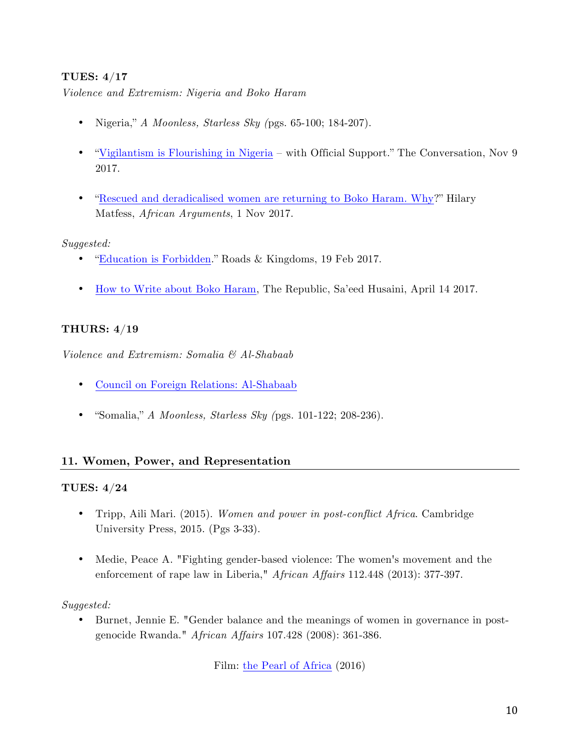**TUES: 4/17**

*Violence and Extremism: Nigeria and Boko Haram*

- Nigeria," *A Moonless, Starless Sky (*pgs. 65-100; 184-207).
- "Vigilantism is Flourishing in Nigeria – with Official Support." The Conversation, Nov 9 2017.
- "Rescued and deradicalised women are returning to Boko Haram. Why?" Hilary Matfess, *African Arguments*, 1 Nov 2017.

*Suggested:*

- "Education is Forbidden." Roads & Kingdoms, 19 Feb 2017.
- How to Write about Boko Haram, The Republic, Sa'eed Husaini, April 14 2017.

**THURS: 4/19**

*Violence and Extremism: Somalia & Al-Shabaab*

- Council on Foreign Relations: Al-Shabaab
- "Somalia," *A Moonless, Starless Sky (*pgs. 101-122; 208-236).

## 11. Women, Power, and Representation

**TUES: 4/24**

- Tripp, Aili Mari. (2015). *Women and power in post-conflict Africa*. Cambridge University Press, 2015. (Pgs 3-33).
- Medie, Peace A. "Fighting gender-based violence: The women's movement and the enforcement of rape law in Liberia," *African Affairs* 112.448 (2013): 377-397.

*Suggested:*

- Burnet, Jennie E. "Gender balance and the meanings of women in governance in post-genocide Rwanda." *African Affairs* 107.428 (2008): 361-386.

Film: the Pearl of Africa (2016)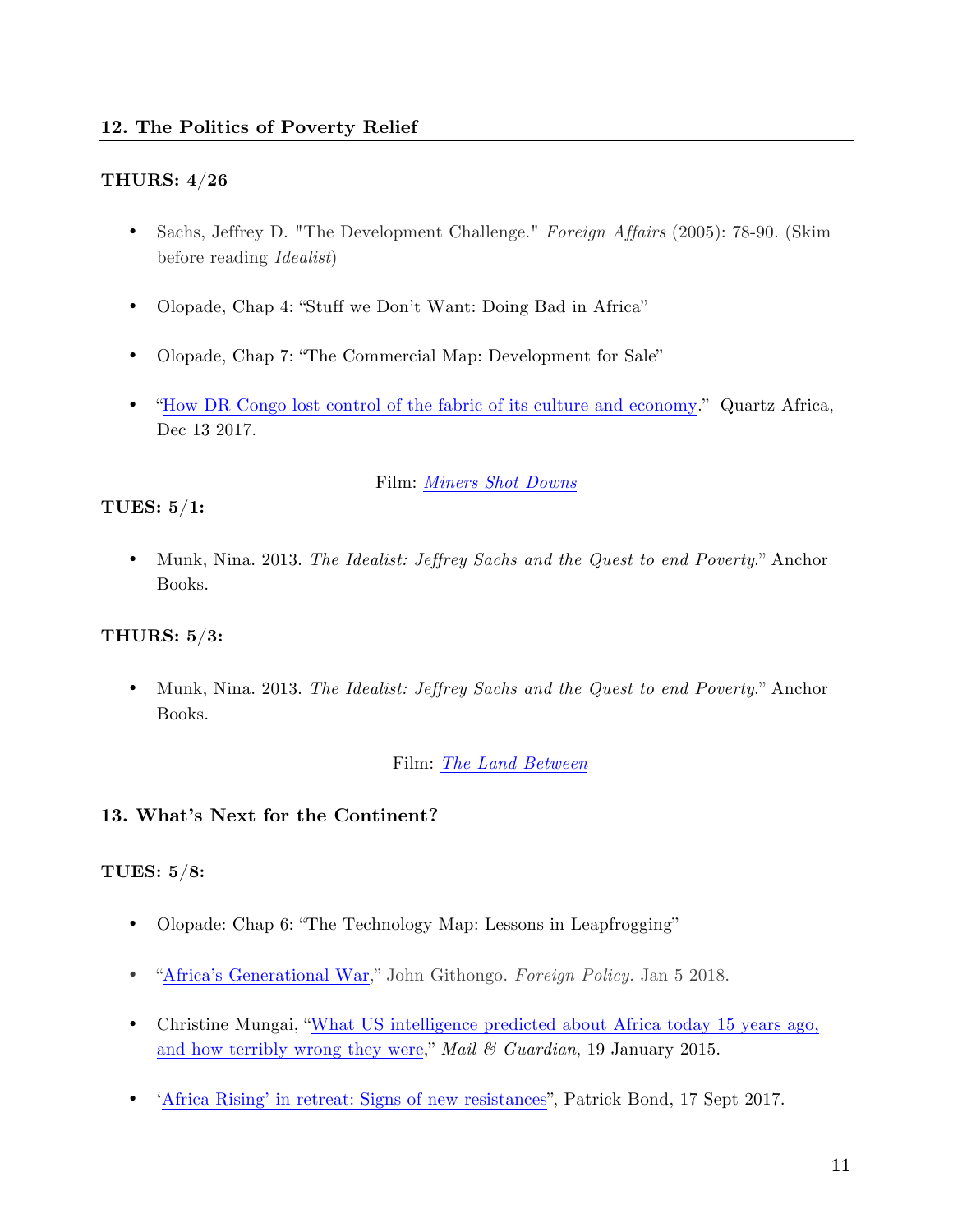## 12. The Politics of Poverty Relief

**THURS: 4/26**

- Sachs, Jeffrey D. "The Development Challenge." *Foreign Affairs* (2005): 78-90. (Skim before reading *Idealist*)
- Olopade, Chap 4: "Stuff we Don't Want: Doing Bad in Africa"
- Olopade, Chap 7: "The Commercial Map: Development for Sale"
- "How DR Congo lost control of the fabric of its culture and economy." Quartz Africa, Dec 13 2017.

Film: *Miners Shot Downs*

**TUES: 5/1:**

- Munk, Nina. 2013. *The Idealist: Jeffrey Sachs and the Quest to end Poverty*." Anchor Books.

**THURS: 5/3:**

- Munk, Nina. 2013. *The Idealist: Jeffrey Sachs and the Quest to end Poverty*." Anchor Books.

Film: *The Land Between*

## 13. What's Next for the Continent?

**TUES: 5/8:**

- Olopade: Chap 6: "The Technology Map: Lessons in Leapfrogging"
- "Africa's Generational War," John Githongo. *Foreign Policy*. Jan 5 2018.
- Christine Mungai, "What US intelligence predicted about Africa today 15 years ago, and how terribly wrong they were," *Mail & Guardian*, 19 January 2015.
- 'Africa Rising' in retreat: Signs of new resistances", Patrick Bond, 17 Sept 2017.